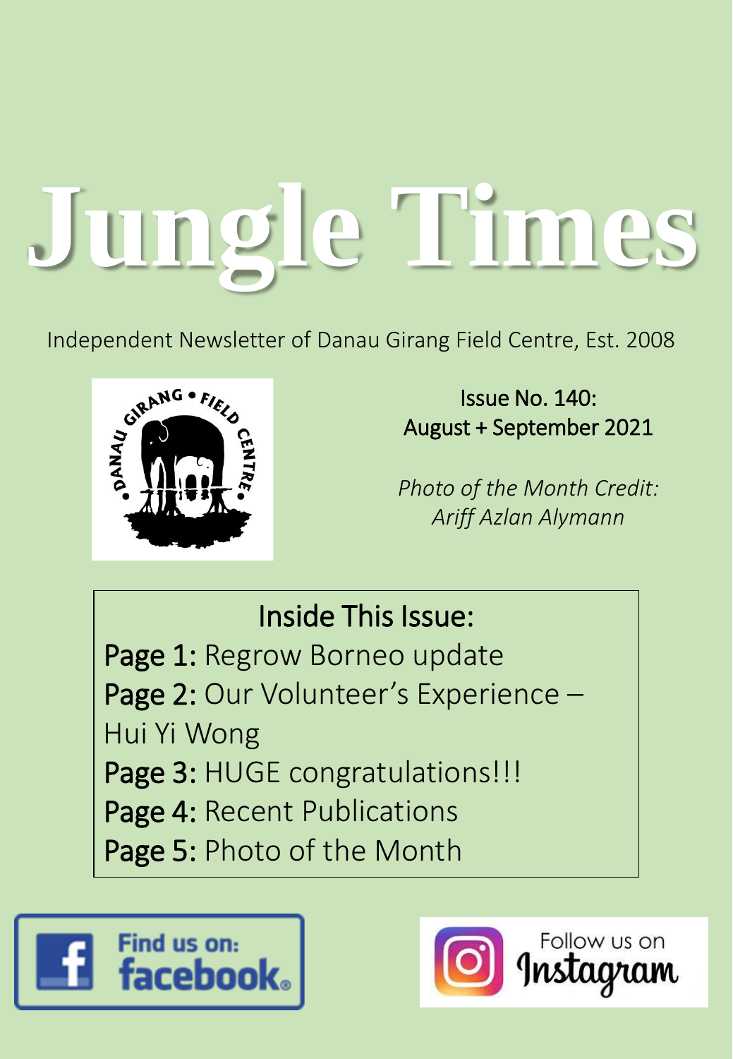# Jungle Times

Independent Newsletter of Danau Girang Field Centre, Est. 2008

Issue No. 140:
August + September 2021

*Photo of the Month Credit: Ariff Azlan Alymann*

## Inside This Issue:

**Page 1:** Regrow Borneo update
**Page 2:** Our Volunteer's Experience – Hui Yi Wong
**Page 3:** HUGE congratulations!!!
**Page 4:** Recent Publications
**Page 5:** Photo of the Month

Find us on: facebook

Follow us on Instagram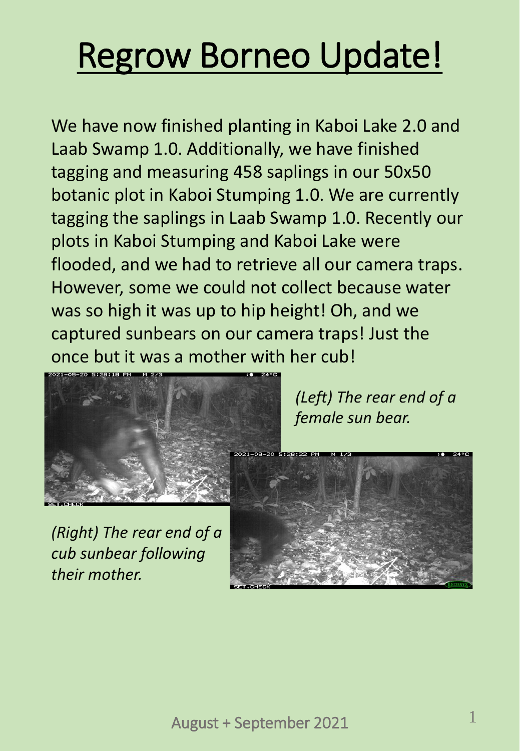# Regrow Borneo Update!

We have now finished planting in Kaboi Lake 2.0 and Laab Swamp 1.0. Additionally, we have finished tagging and measuring 458 saplings in our 50x50 botanic plot in Kaboi Stumping 1.0. We are currently tagging the saplings in Laab Swamp 1.0. Recently our plots in Kaboi Stumping and Kaboi Lake were flooded, and we had to retrieve all our camera traps. However, some we could not collect because water was so high it was up to hip height! Oh, and we captured sunbears on our camera traps! Just the once but it was a mother with her cub!

*(Left) The rear end of a female sun bear.*

*(Right) The rear end of a cub sunbear following their mother.*

August + September 2021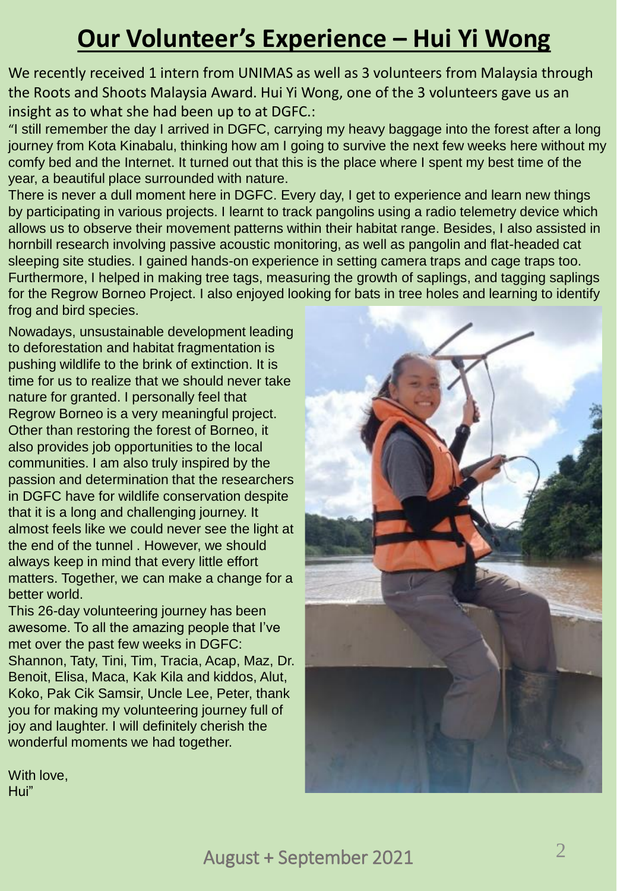# Our Volunteer's Experience – Hui Yi Wong

We recently received 1 intern from UNIMAS as well as 3 volunteers from Malaysia through the Roots and Shoots Malaysia Award. Hui Yi Wong, one of the 3 volunteers gave us an insight as to what she had been up to at DGFC.:

"I still remember the day I arrived in DGFC, carrying my heavy baggage into the forest after a long journey from Kota Kinabalu, thinking how am I going to survive the next few weeks here without my comfy bed and the Internet. It turned out that this is the place where I spent my best time of the year, a beautiful place surrounded with nature.

There is never a dull moment here in DGFC. Every day, I get to experience and learn new things by participating in various projects. I learnt to track pangolins using a radio telemetry device which allows us to observe their movement patterns within their habitat range. Besides, I also assisted in hornbill research involving passive acoustic monitoring, as well as pangolin and flat-headed cat sleeping site studies. I gained hands-on experience in setting camera traps and cage traps too. Furthermore, I helped in making tree tags, measuring the growth of saplings, and tagging saplings for the Regrow Borneo Project. I also enjoyed looking for bats in tree holes and learning to identify frog and bird species.

Nowadays, unsustainable development leading to deforestation and habitat fragmentation is pushing wildlife to the brink of extinction. It is time for us to realize that we should never take nature for granted. I personally feel that Regrow Borneo is a very meaningful project. Other than restoring the forest of Borneo, it also provides job opportunities to the local communities. I am also truly inspired by the passion and determination that the researchers in DGFC have for wildlife conservation despite that it is a long and challenging journey. It almost feels like we could never see the light at the end of the tunnel . However, we should always keep in mind that every little effort matters. Together, we can make a change for a better world.

This 26-day volunteering journey has been awesome. To all the amazing people that I've met over the past few weeks in DGFC: Shannon, Taty, Tini, Tim, Tracia, Acap, Maz, Dr. Benoit, Elisa, Maca, Kak Kila and kiddos, Alut, Koko, Pak Cik Samsir, Uncle Lee, Peter, thank you for making my volunteering journey full of joy and laughter. I will definitely cherish the wonderful moments we had together.

With love,
Hui"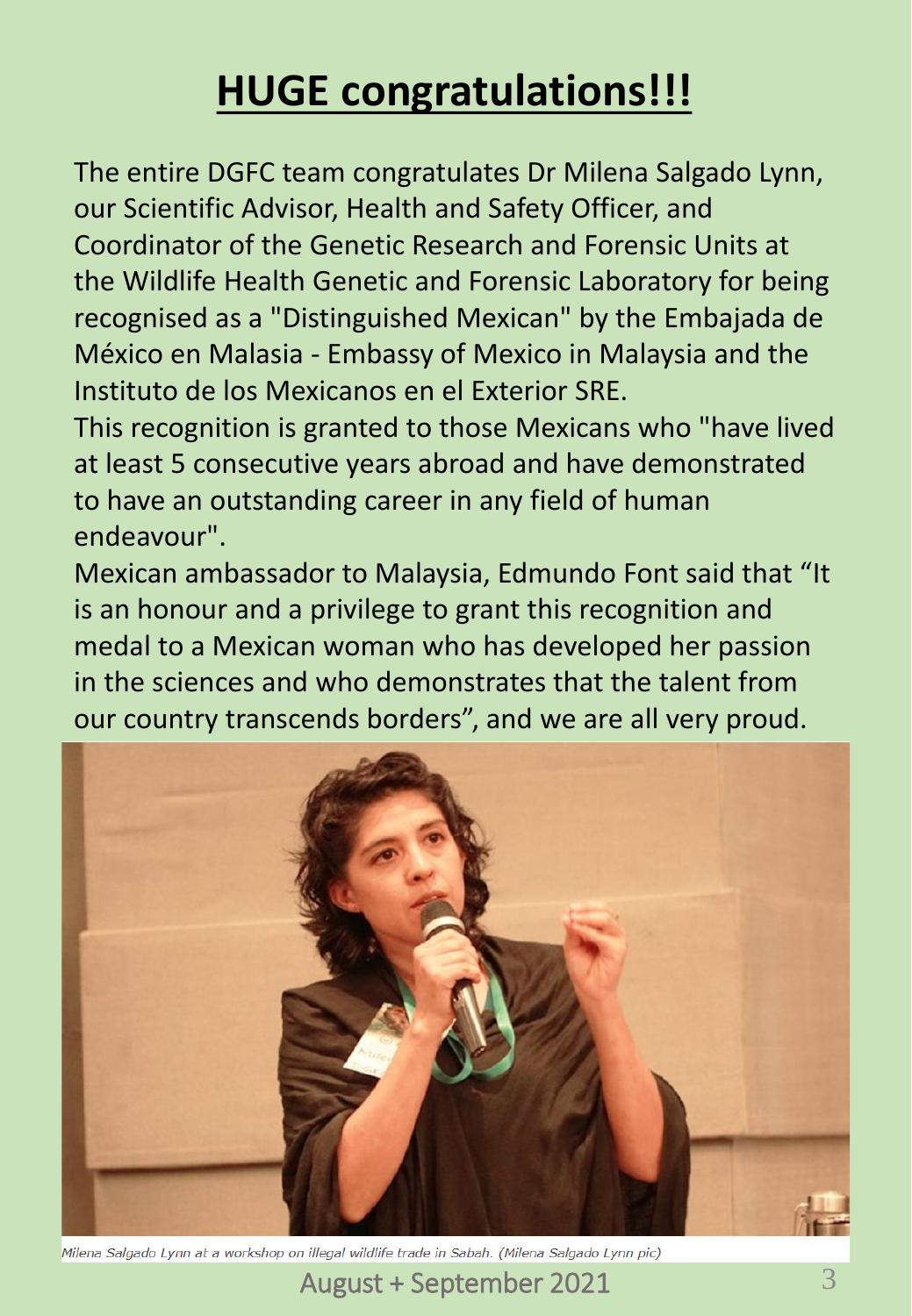# **HUGE congratulations!!!**

The entire DGFC team congratulates Dr Milena Salgado Lynn, our Scientific Advisor, Health and Safety Officer, and Coordinator of the Genetic Research and Forensic Units at the Wildlife Health Genetic and Forensic Laboratory for being recognised as a "Distinguished Mexican" by the Embajada de México en Malasia - Embassy of Mexico in Malaysia and the Instituto de los Mexicanos en el Exterior SRE.

This recognition is granted to those Mexicans who "have lived at least 5 consecutive years abroad and have demonstrated to have an outstanding career in any field of human endeavour".

Mexican ambassador to Malaysia, Edmundo Font said that “It is an honour and a privilege to grant this recognition and medal to a Mexican woman who has developed her passion in the sciences and who demonstrates that the talent from our country transcends borders”, and we are all very proud.

*Milena Salgado Lynn at a workshop on illegal wildlife trade in Sabah. (Milena Salgado Lynn pic)*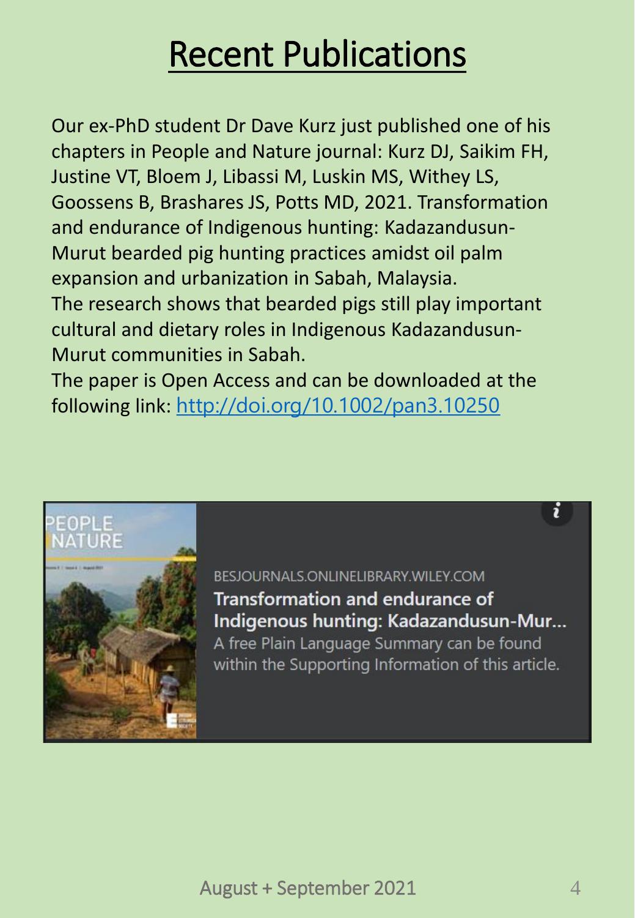# Recent Publications

Our ex-PhD student Dr Dave Kurz just published one of his chapters in People and Nature journal: Kurz DJ, Saikim FH, Justine VT, Bloem J, Libassi M, Luskin MS, Withey LS, Goossens B, Brashares JS, Potts MD, 2021. Transformation and endurance of Indigenous hunting: Kadazandusun-Murut bearded pig hunting practices amidst oil palm expansion and urbanization in Sabah, Malaysia.
The research shows that bearded pigs still play important cultural and dietary roles in Indigenous Kadazandusun-Murut communities in Sabah.
The paper is Open Access and can be downloaded at the following link: [http://doi.org/10.1002/pan3.10250](http://doi.org/10.1002/pan3.10250)

BESJOURNALS.ONLINELIBRARY.WILEY.COM

**Transformation and endurance of Indigenous hunting: Kadazandusun-Mur...**

A free Plain Language Summary can be found within the Supporting Information of this article.

August + September 2021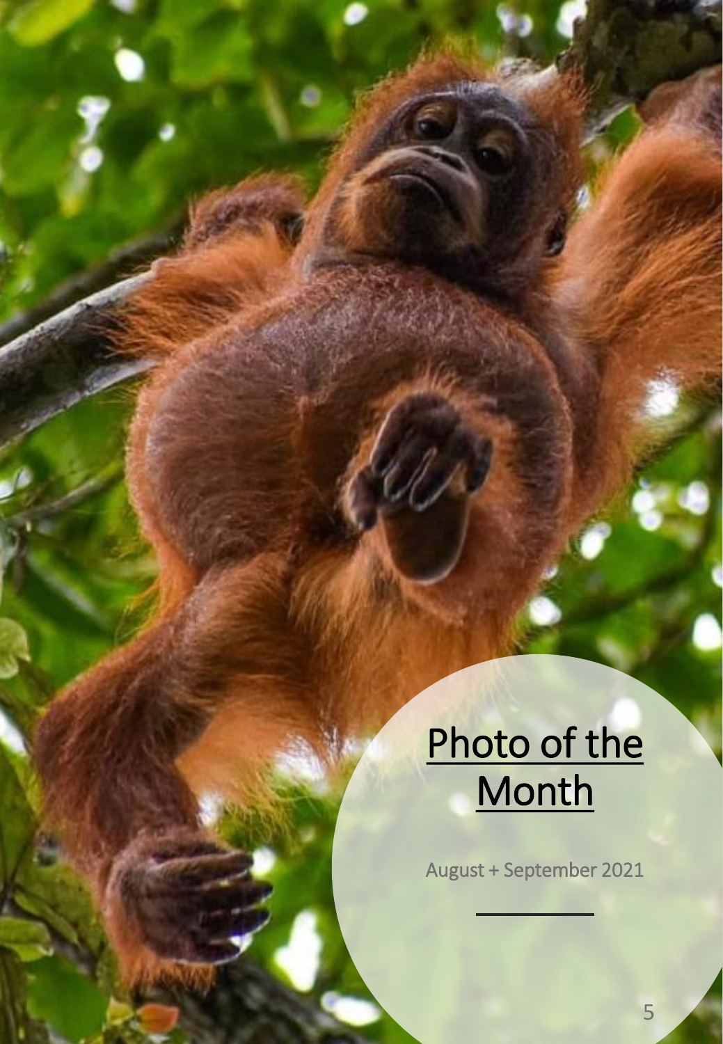# Photo of the Month

August + September 2021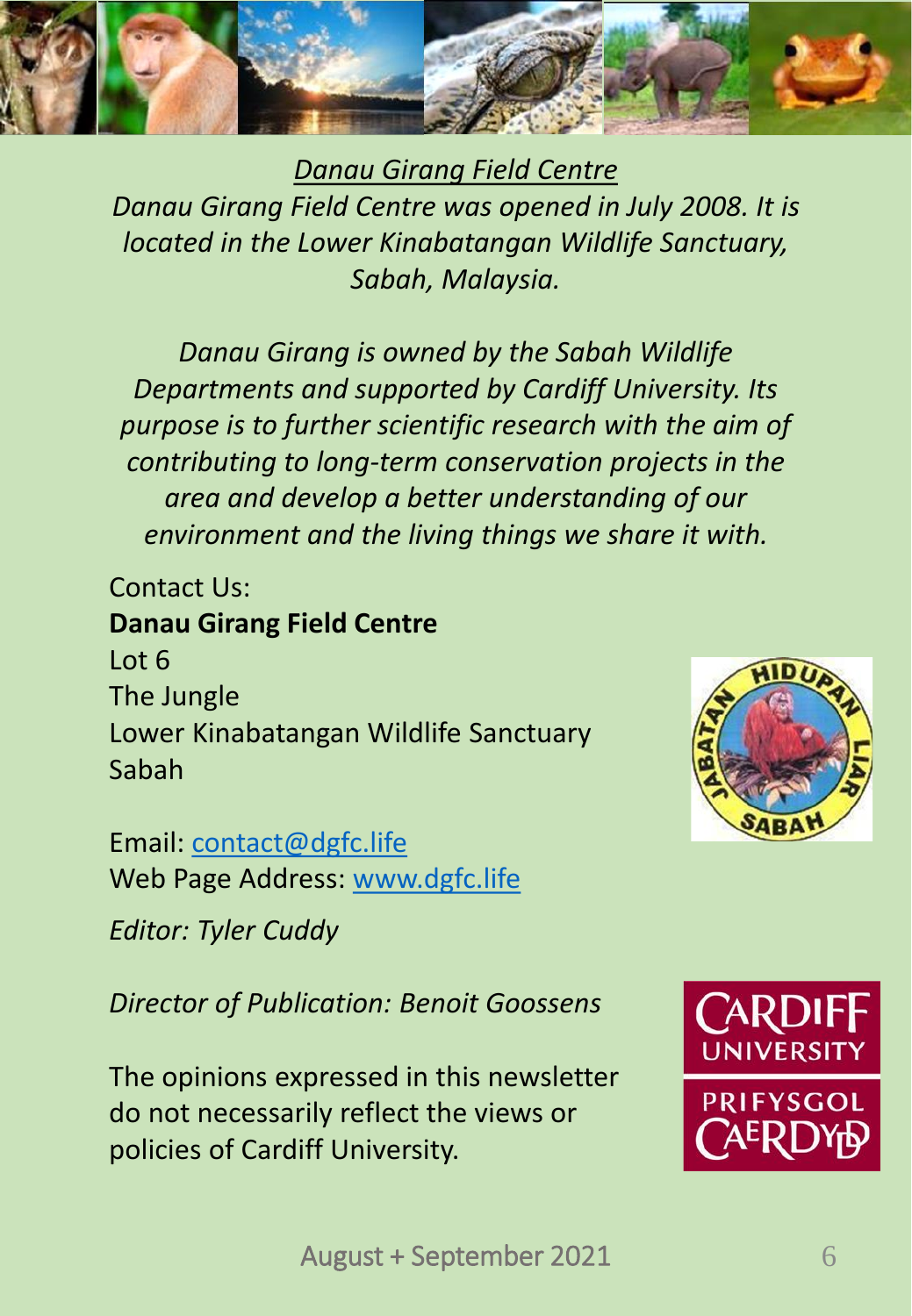*<u>Danau Girang Field Centre</u>*

*Danau Girang Field Centre was opened in July 2008. It is located in the Lower Kinabatangan Wildlife Sanctuary, Sabah, Malaysia.*

*Danau Girang is owned by the Sabah Wildlife Departments and supported by Cardiff University. Its purpose is to further scientific research with the aim of contributing to long-term conservation projects in the area and develop a better understanding of our environment and the living things we share it with.*

Contact Us:

**Danau Girang Field Centre**
Lot 6
The Jungle
Lower Kinabatangan Wildlife Sanctuary
Sabah

Email: contact@dgfc.life
Web Page Address: www.dgfc.life

*Editor: Tyler Cuddy*

*Director of Publication: Benoit Goossens*

The opinions expressed in this newsletter do not necessarily reflect the views or policies of Cardiff University.